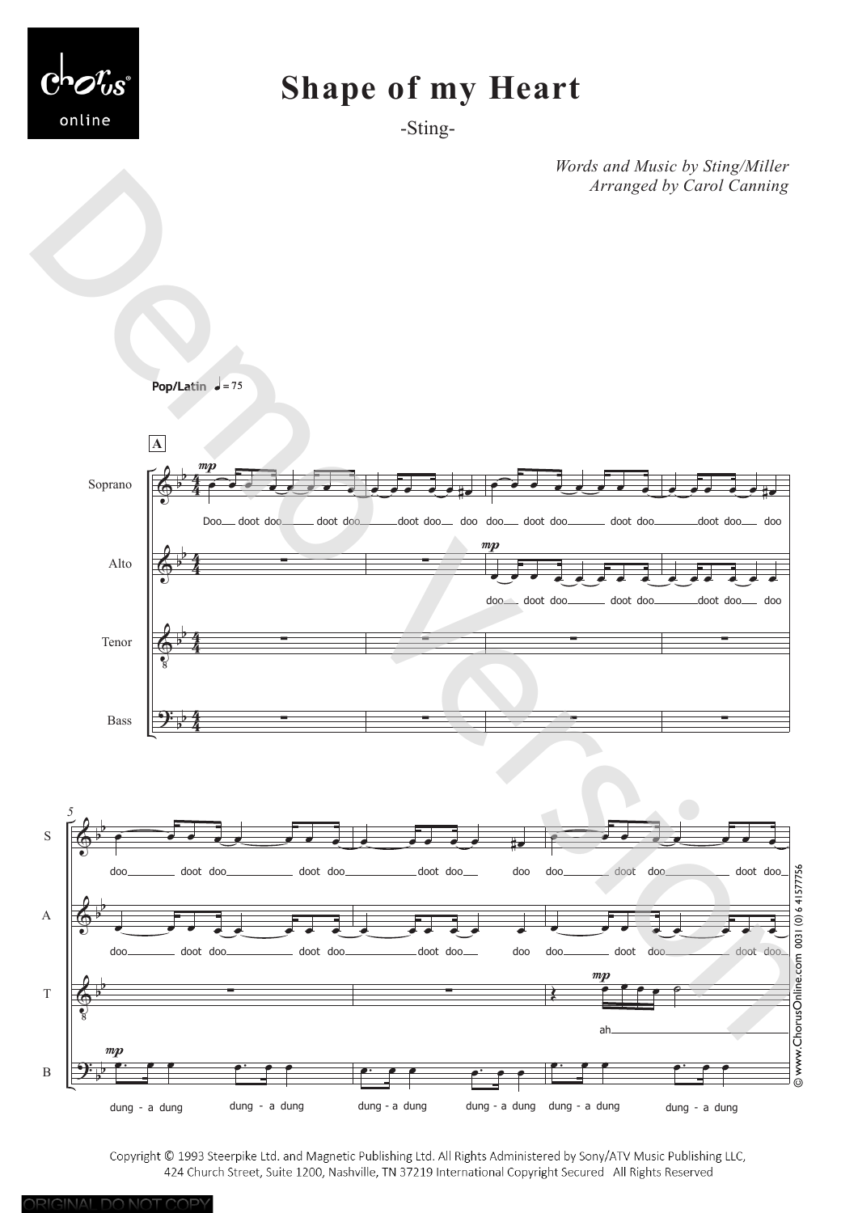# Shape of my Heart

-Sting-

*Words and Music by Sting/Miller*
*Arranged by Carol Canning*

Pop/Latin ♩= 75

Copyright © 1993 Steerpike Ltd. and Magnetic Publishing Ltd. All Rights Administered by Sony/ATV Music Publishing LLC, 424 Church Street, Suite 1200, Nashville, TN 37219 International Copyright Secured All Rights Reserved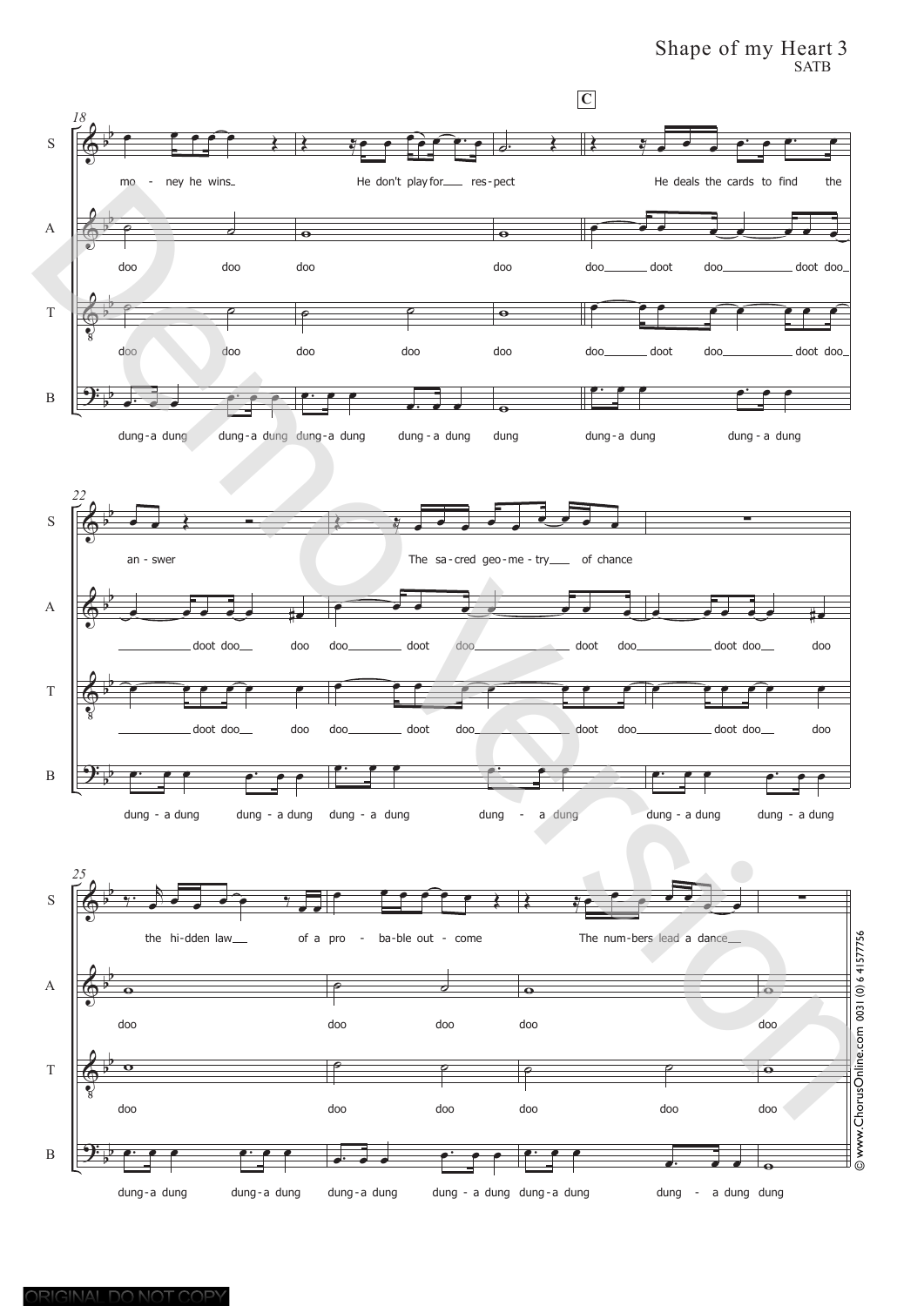# Shape of my Heart

SATB

**C**

S: mo - ney he wins He don't play for res - pect He deals the cards to find the

A: doo doo doo doo doo doot doo doot doo

T: doo doo doo doo doo doo doot doo doot doo

B: dung - a dung dung - a dung dung - a dung dung - a dung dung dung - a dung dung - a dung

S: an - swer The sa - cred geo - me - try of chance

A: doot doo doo doo doot doo doot doo doot doo doo

T: doot doo doo doo doot doo doot doo doot doo doo

B: dung - a dung dung - a dung dung - a dung dung - a dung dung - a dung dung - a dung

S: the hi - dden law of a pro - ba - ble out - come The num - bers lead a dance

A: doo doo doo doo doo

T: doo doo doo doo doo doo

B: dung - a dung dung - a dung dung - a dung dung - a dung dung - a dung dung - a dung dung

© www.ChorusOnline.com 0031 (0) 6 41577756

ORIGINAL DO NOT COPY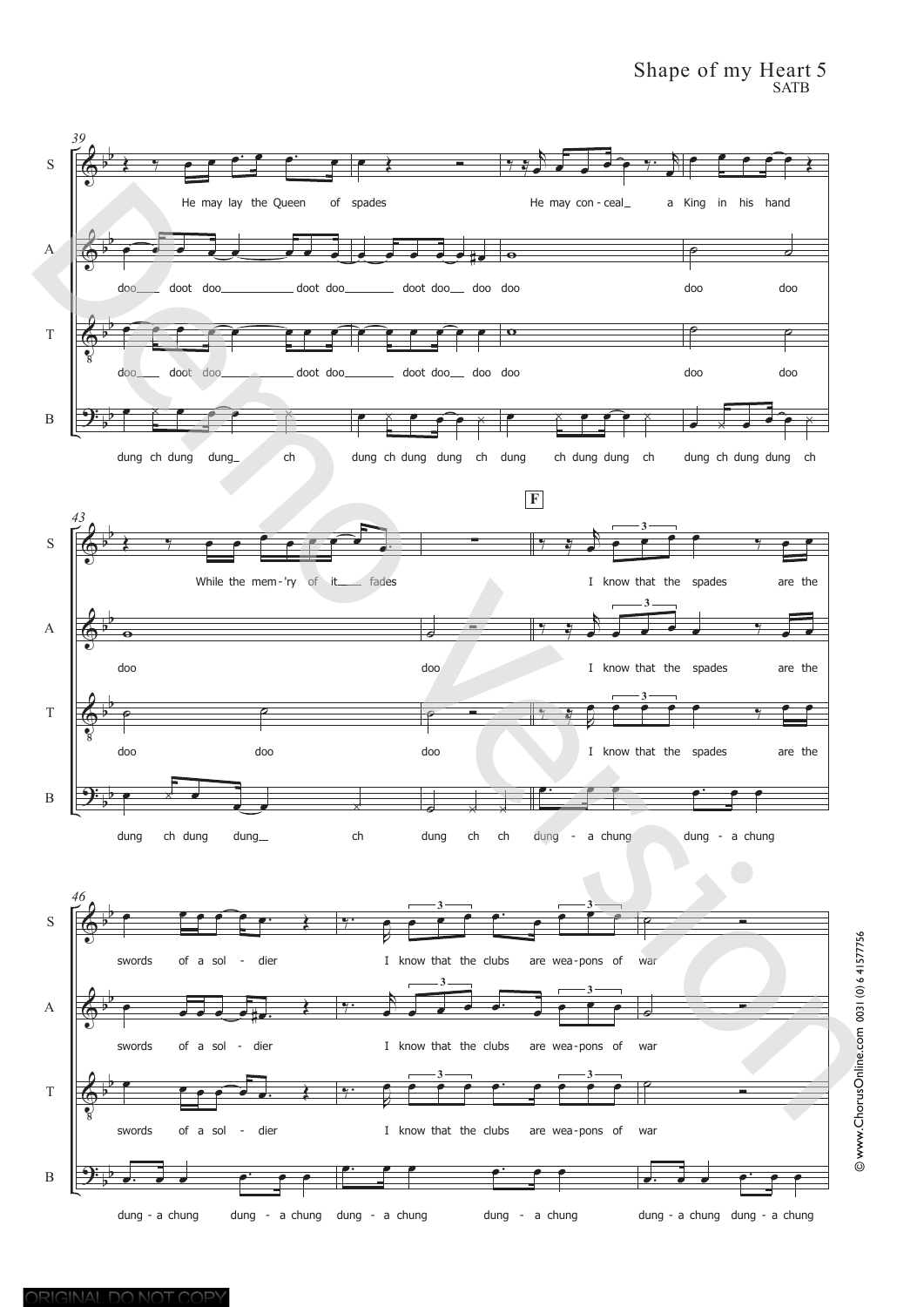# Shape of my Heart 5

SATB

**39**

S: He may lay the Queen of spades He may con - ceal a King in his hand

A: doo doot doo doot doo doot doo doo doo doo doo

T: doo doot doo doot doo doot doo doo doo doo doo

B: dung ch dung dung ch dung ch dung dung ch dung ch dung dung ch dung ch dung dung ch

**43** **F**

S: While the mem - 'ry of it fades I know that the spades are the

A: doo doo I know that the spades are the

T: doo doo doo I know that the spades are the

B: dung ch dung dung ch dung ch ch dung - a chung dung - a chung

**46**

S: swords of a sol - dier I know that the clubs are wea - pons of war

A: swords of a sol - dier I know that the clubs are wea - pons of war

T: swords of a sol - dier I know that the clubs are wea - pons of war

B: dung - a chung dung - a chung dung - a chung dung - a chung dung - a chung dung - a chung

© www.ChorusOnline.com 0031 (0) 6 41577756

ORIGINAL DO NOT COPY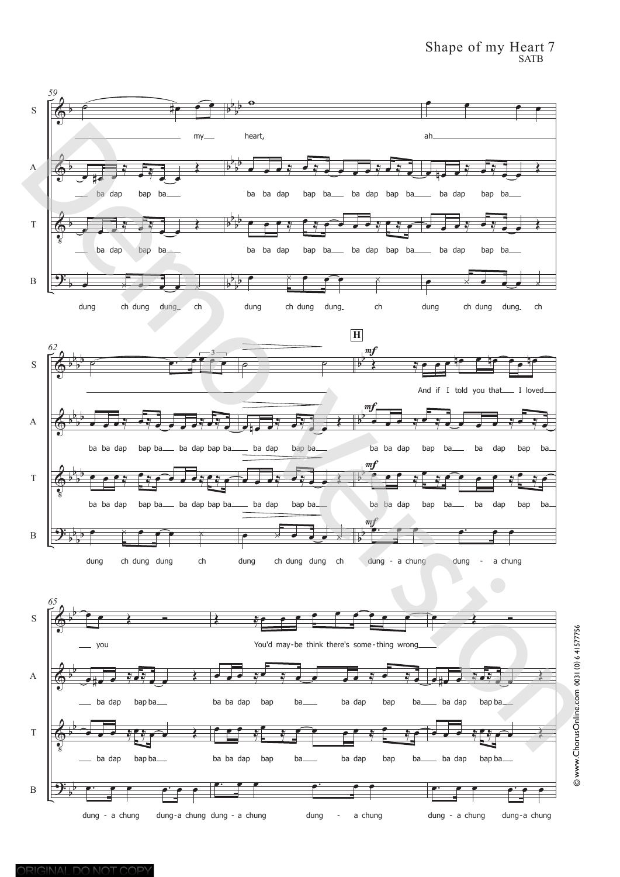Shape of my Heart 7
SATB

59

S: my heart, ah

A: ba dap bap ba ba ba dap bap ba ba dap bap ba ba dap bap ba

T: ba dap bap ba ba ba dap bap ba ba dap bap ba ba dap bap ba

B: dung ch dung dung ch dung ch dung dung ch dung ch dung dung ch

62

H

*mf*

S: And if I told you that I loved

A: ba ba dap bap ba ba dap bap ba ba dap bap ba ba ba dap bap ba ba dap bap ba

T: ba ba dap bap ba ba dap bap ba ba dap bap ba ba ba dap bap ba ba dap bap ba

B: dung ch dung dung ch dung ch dung dung ch dung - a chung dung - a chung

65

S: you You'd may-be think there's some-thing wrong

A: ba dap bap ba ba ba dap bap ba ba dap bap ba ba dap bap ba

T: ba dap bap ba ba ba dap bap ba ba dap bap ba ba dap bap ba

B: dung - a chung dung-a chung dung - a chung dung - a chung dung - a chung dung-a chung

© www.ChorusOnline.com 0031 (0) 6 41577756

ORIGINAL DO NOT COPY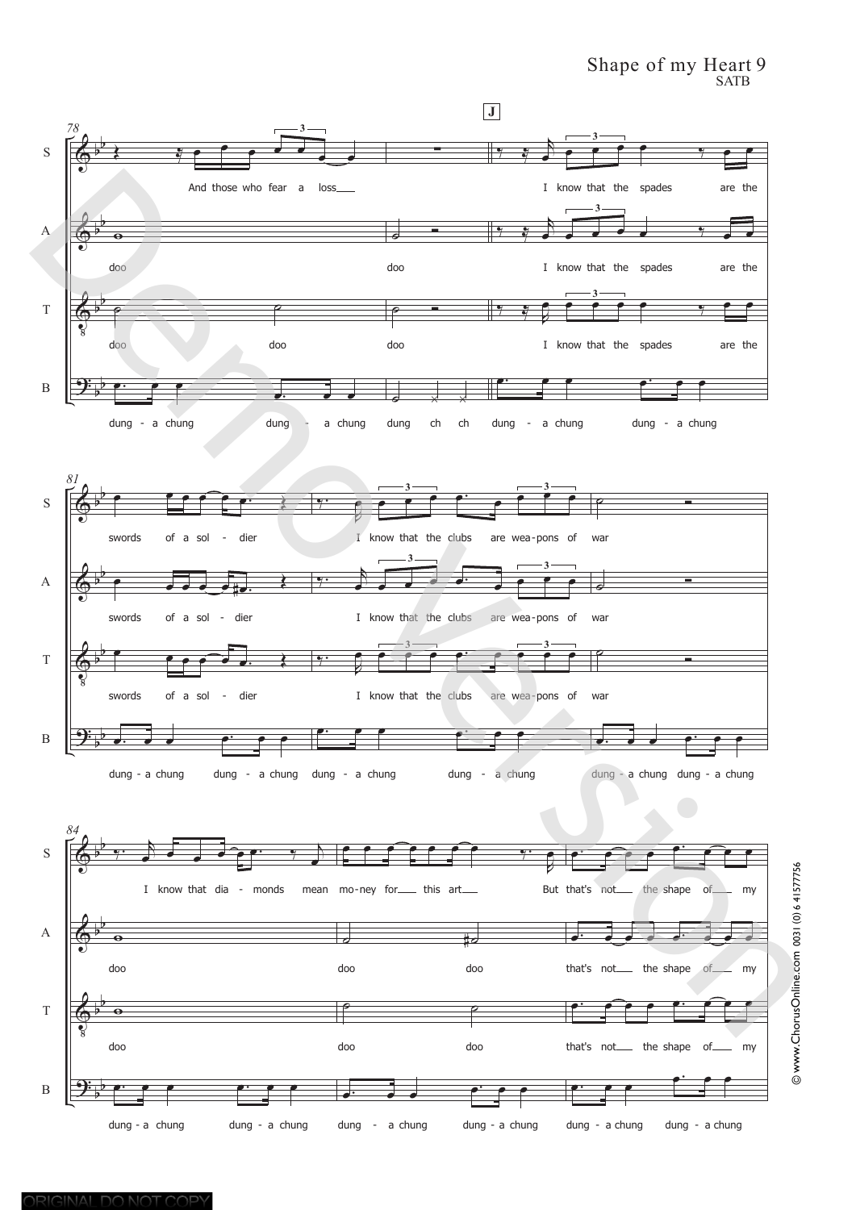**78**

S: And those who fear a loss

A: doo doo

T: doo doo doo

B: dung - a chung dung - a chung dung ch ch

**J**

S: I know that the spades are the

A: I know that the spades are the

T: I know that the spades are the

B: dung - a chung dung - a chung

**81**

S: swords of a sol - dier I know that the clubs are wea-pons of war

A: swords of a sol - dier I know that the clubs are wea-pons of war

T: swords of a sol - dier I know that the clubs are wea-pons of war

B: dung - a chung dung - a chung dung - a chung dung - a chung dung - a chung dung - a chung

**84**

S: I know that dia - monds mean mo-ney for this art But that's not the shape of my

A: doo doo doo that's not the shape of my

T: doo doo doo that's not the shape of my

B: dung - a chung dung - a chung dung - a chung dung - a chung dung - a chung dung - a chung

© www.ChorusOnline.com 0031 (0) 6 41577756

ORIGINAL DO NOT COPY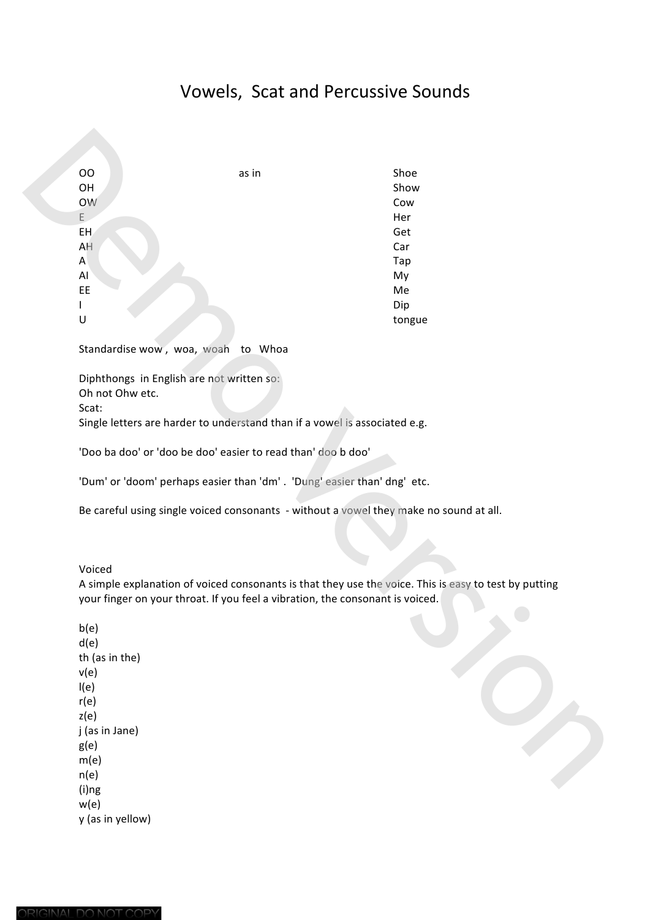# Vowels, Scat and Percussive Sounds

| | | |
|---|---|---|
| OO | as in | Shoe |
| OH | | Show |
| OW | | Cow |
| E | | Her |
| EH | | Get |
| AH | | Car |
| A | | Tap |
| AI | | My |
| EE | | Me |
| I | | Dip |
| U | | tongue |

Standardise wow , woa, woah to Whoa

Diphthongs in English are not written so:
Oh not Ohw etc.
Scat:
Single letters are harder to understand than if a vowel is associated e.g.

'Doo ba doo' or 'doo be doo' easier to read than' doo b doo'

'Dum' or 'doom' perhaps easier than 'dm' . 'Dung' easier than' dng' etc.

Be careful using single voiced consonants - without a vowel they make no sound at all.

Voiced
A simple explanation of voiced consonants is that they use the voice. This is easy to test by putting your finger on your throat. If you feel a vibration, the consonant is voiced.

b(e)
d(e)
th (as in the)
v(e)
l(e)
r(e)
z(e)
j (as in Jane)
g(e)
m(e)
n(e)
(i)ng
w(e)
y (as in yellow)